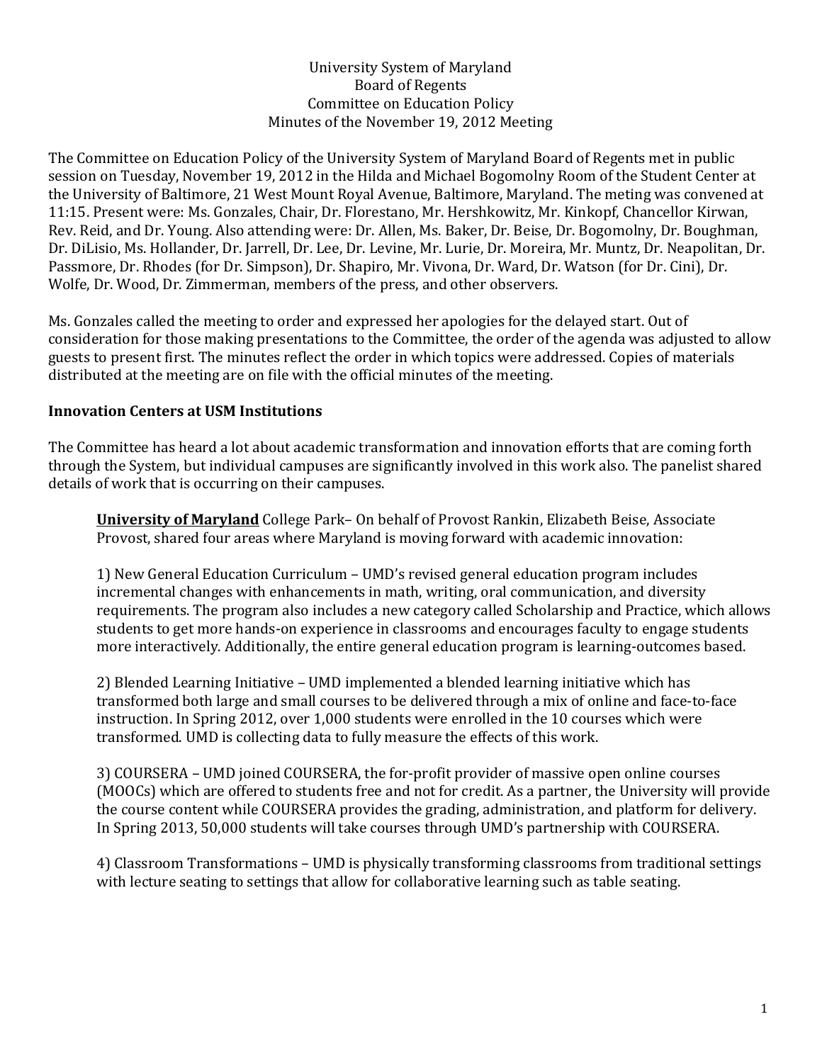University System of Maryland
Board of Regents
Committee on Education Policy
Minutes of the November 19, 2012 Meeting

The Committee on Education Policy of the University System of Maryland Board of Regents met in public session on Tuesday, November 19, 2012 in the Hilda and Michael Bogomolny Room of the Student Center at the University of Baltimore, 21 West Mount Royal Avenue, Baltimore, Maryland. The meting was convened at 11:15. Present were: Ms. Gonzales, Chair, Dr. Florestano, Mr. Hershkowitz, Mr. Kinkopf, Chancellor Kirwan, Rev. Reid, and Dr. Young. Also attending were: Dr. Allen, Ms. Baker, Dr. Beise, Dr. Bogomolny, Dr. Boughman, Dr. DiLisio, Ms. Hollander, Dr. Jarrell, Dr. Lee, Dr. Levine, Mr. Lurie, Dr. Moreira, Mr. Muntz, Dr. Neapolitan, Dr. Passmore, Dr. Rhodes (for Dr. Simpson), Dr. Shapiro, Mr. Vivona, Dr. Ward, Dr. Watson (for Dr. Cini), Dr. Wolfe, Dr. Wood, Dr. Zimmerman, members of the press, and other observers.

Ms. Gonzales called the meeting to order and expressed her apologies for the delayed start. Out of consideration for those making presentations to the Committee, the order of the agenda was adjusted to allow guests to present first. The minutes reflect the order in which topics were addressed. Copies of materials distributed at the meeting are on file with the official minutes of the meeting.

**Innovation Centers at USM Institutions**

The Committee has heard a lot about academic transformation and innovation efforts that are coming forth through the System, but individual campuses are significantly involved in this work also. The panelist shared details of work that is occurring on their campuses.

**University of Maryland** College Park– On behalf of Provost Rankin, Elizabeth Beise, Associate Provost, shared four areas where Maryland is moving forward with academic innovation:

1) New General Education Curriculum – UMD's revised general education program includes incremental changes with enhancements in math, writing, oral communication, and diversity requirements. The program also includes a new category called Scholarship and Practice, which allows students to get more hands-on experience in classrooms and encourages faculty to engage students more interactively. Additionally, the entire general education program is learning-outcomes based.

2) Blended Learning Initiative – UMD implemented a blended learning initiative which has transformed both large and small courses to be delivered through a mix of online and face-to-face instruction. In Spring 2012, over 1,000 students were enrolled in the 10 courses which were transformed. UMD is collecting data to fully measure the effects of this work.

3) COURSERA – UMD joined COURSERA, the for-profit provider of massive open online courses (MOOCs) which are offered to students free and not for credit. As a partner, the University will provide the course content while COURSERA provides the grading, administration, and platform for delivery. In Spring 2013, 50,000 students will take courses through UMD's partnership with COURSERA.

4) Classroom Transformations – UMD is physically transforming classrooms from traditional settings with lecture seating to settings that allow for collaborative learning such as table seating.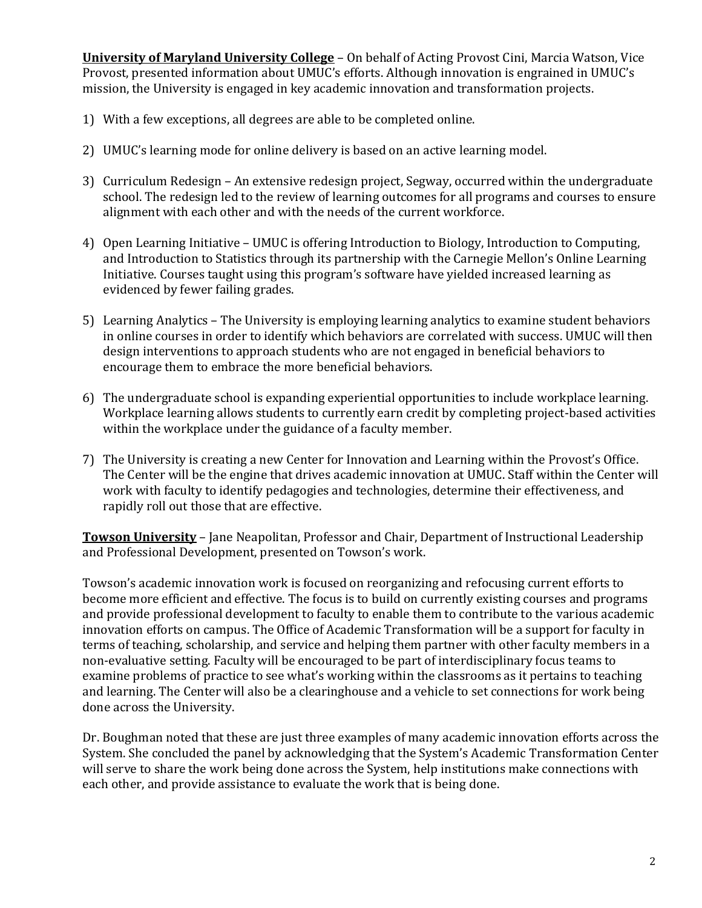**University of Maryland University College** – On behalf of Acting Provost Cini, Marcia Watson, Vice Provost, presented information about UMUC's efforts. Although innovation is engrained in UMUC's mission, the University is engaged in key academic innovation and transformation projects.

1) With a few exceptions, all degrees are able to be completed online.

2) UMUC's learning mode for online delivery is based on an active learning model.

3) Curriculum Redesign – An extensive redesign project, Segway, occurred within the undergraduate school. The redesign led to the review of learning outcomes for all programs and courses to ensure alignment with each other and with the needs of the current workforce.

4) Open Learning Initiative – UMUC is offering Introduction to Biology, Introduction to Computing, and Introduction to Statistics through its partnership with the Carnegie Mellon's Online Learning Initiative. Courses taught using this program's software have yielded increased learning as evidenced by fewer failing grades.

5) Learning Analytics – The University is employing learning analytics to examine student behaviors in online courses in order to identify which behaviors are correlated with success. UMUC will then design interventions to approach students who are not engaged in beneficial behaviors to encourage them to embrace the more beneficial behaviors.

6) The undergraduate school is expanding experiential opportunities to include workplace learning. Workplace learning allows students to currently earn credit by completing project-based activities within the workplace under the guidance of a faculty member.

7) The University is creating a new Center for Innovation and Learning within the Provost's Office. The Center will be the engine that drives academic innovation at UMUC. Staff within the Center will work with faculty to identify pedagogies and technologies, determine their effectiveness, and rapidly roll out those that are effective.

**Towson University** – Jane Neapolitan, Professor and Chair, Department of Instructional Leadership and Professional Development, presented on Towson's work.

Towson's academic innovation work is focused on reorganizing and refocusing current efforts to become more efficient and effective. The focus is to build on currently existing courses and programs and provide professional development to faculty to enable them to contribute to the various academic innovation efforts on campus. The Office of Academic Transformation will be a support for faculty in terms of teaching, scholarship, and service and helping them partner with other faculty members in a non-evaluative setting. Faculty will be encouraged to be part of interdisciplinary focus teams to examine problems of practice to see what's working within the classrooms as it pertains to teaching and learning. The Center will also be a clearinghouse and a vehicle to set connections for work being done across the University.

Dr. Boughman noted that these are just three examples of many academic innovation efforts across the System. She concluded the panel by acknowledging that the System's Academic Transformation Center will serve to share the work being done across the System, help institutions make connections with each other, and provide assistance to evaluate the work that is being done.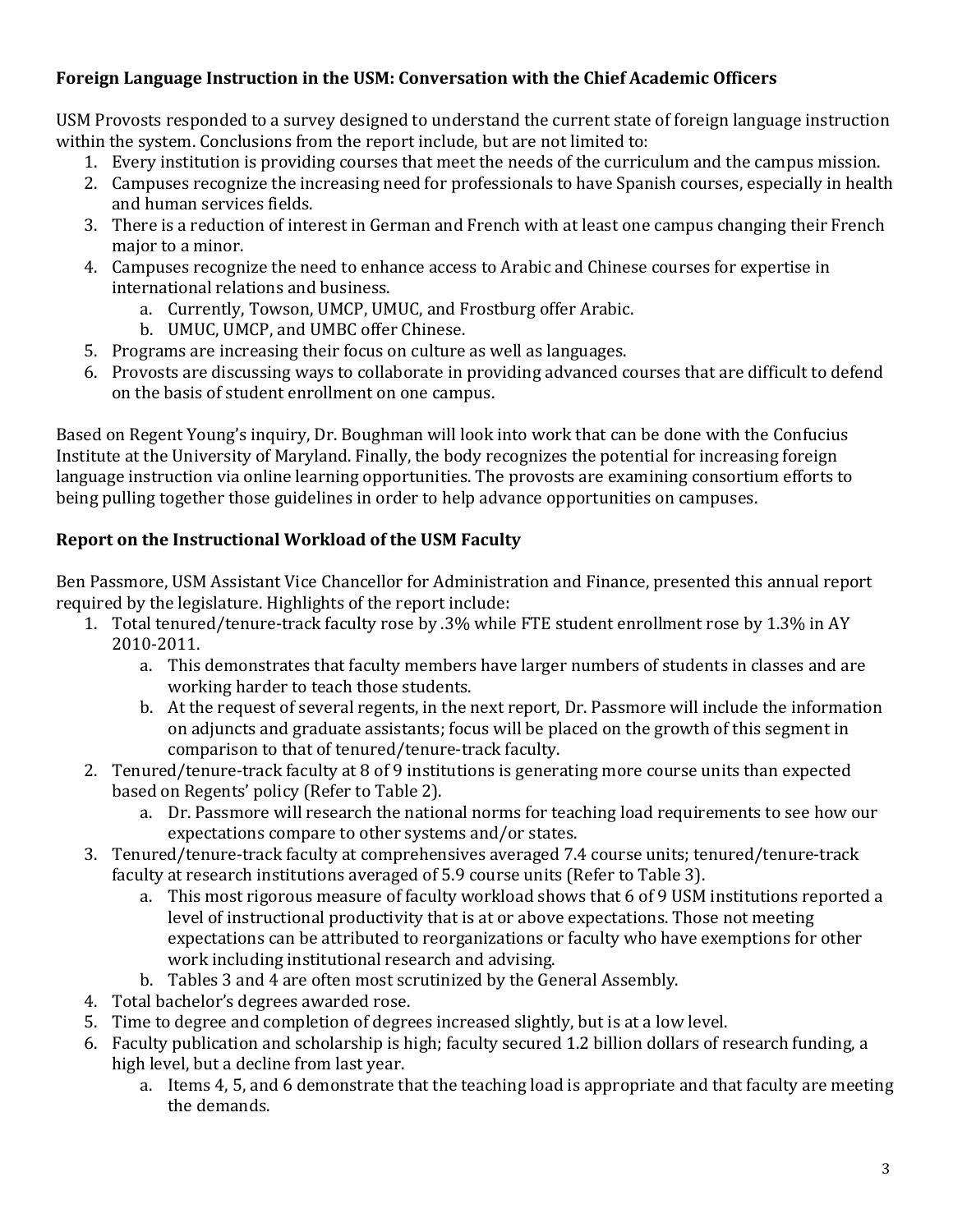### Foreign Language Instruction in the USM: Conversation with the Chief Academic Officers

USM Provosts responded to a survey designed to understand the current state of foreign language instruction within the system. Conclusions from the report include, but are not limited to:

1. Every institution is providing courses that meet the needs of the curriculum and the campus mission.
2. Campuses recognize the increasing need for professionals to have Spanish courses, especially in health and human services fields.
3. There is a reduction of interest in German and French with at least one campus changing their French major to a minor.
4. Campuses recognize the need to enhance access to Arabic and Chinese courses for expertise in international relations and business.
   a. Currently, Towson, UMCP, UMUC, and Frostburg offer Arabic.
   b. UMUC, UMCP, and UMBC offer Chinese.
5. Programs are increasing their focus on culture as well as languages.
6. Provosts are discussing ways to collaborate in providing advanced courses that are difficult to defend on the basis of student enrollment on one campus.

Based on Regent Young's inquiry, Dr. Boughman will look into work that can be done with the Confucius Institute at the University of Maryland. Finally, the body recognizes the potential for increasing foreign language instruction via online learning opportunities. The provosts are examining consortium efforts to being pulling together those guidelines in order to help advance opportunities on campuses.

### Report on the Instructional Workload of the USM Faculty

Ben Passmore, USM Assistant Vice Chancellor for Administration and Finance, presented this annual report required by the legislature. Highlights of the report include:

1. Total tenured/tenure-track faculty rose by .3% while FTE student enrollment rose by 1.3% in AY 2010-2011.
   a. This demonstrates that faculty members have larger numbers of students in classes and are working harder to teach those students.
   b. At the request of several regents, in the next report, Dr. Passmore will include the information on adjuncts and graduate assistants; focus will be placed on the growth of this segment in comparison to that of tenured/tenure-track faculty.
2. Tenured/tenure-track faculty at 8 of 9 institutions is generating more course units than expected based on Regents' policy (Refer to Table 2).
   a. Dr. Passmore will research the national norms for teaching load requirements to see how our expectations compare to other systems and/or states.
3. Tenured/tenure-track faculty at comprehensives averaged 7.4 course units; tenured/tenure-track faculty at research institutions averaged of 5.9 course units (Refer to Table 3).
   a. This most rigorous measure of faculty workload shows that 6 of 9 USM institutions reported a level of instructional productivity that is at or above expectations. Those not meeting expectations can be attributed to reorganizations or faculty who have exemptions for other work including institutional research and advising.
   b. Tables 3 and 4 are often most scrutinized by the General Assembly.
4. Total bachelor's degrees awarded rose.
5. Time to degree and completion of degrees increased slightly, but is at a low level.
6. Faculty publication and scholarship is high; faculty secured 1.2 billion dollars of research funding, a high level, but a decline from last year.
   a. Items 4, 5, and 6 demonstrate that the teaching load is appropriate and that faculty are meeting the demands.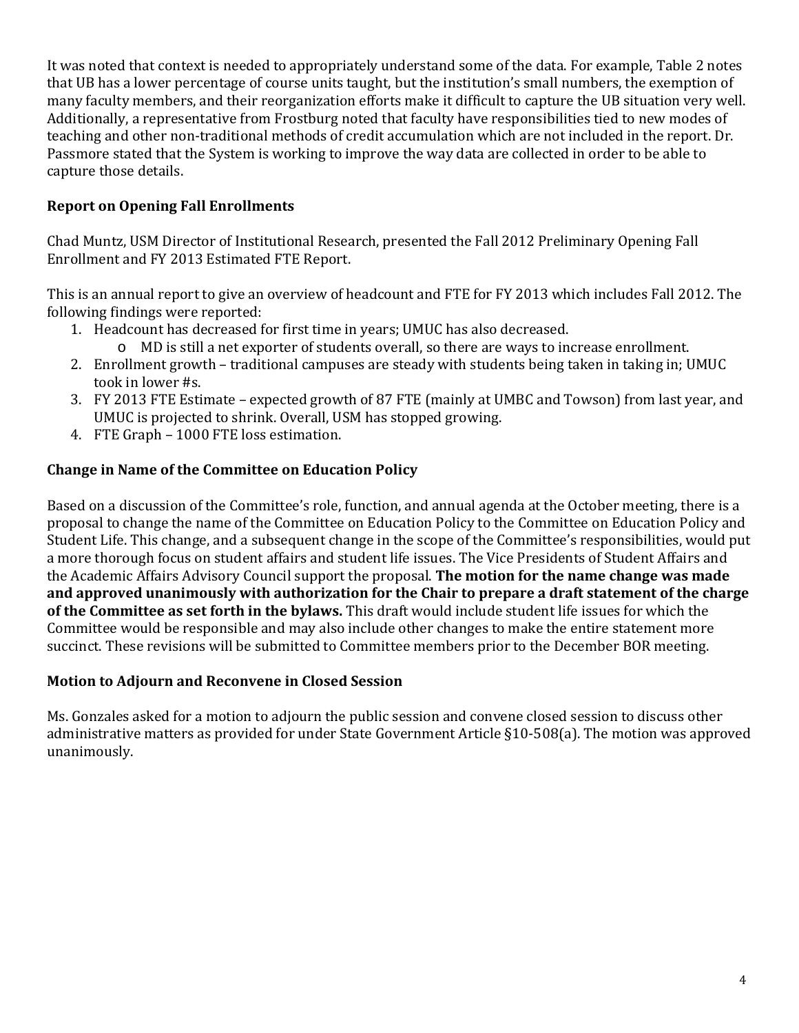It was noted that context is needed to appropriately understand some of the data. For example, Table 2 notes that UB has a lower percentage of course units taught, but the institution's small numbers, the exemption of many faculty members, and their reorganization efforts make it difficult to capture the UB situation very well. Additionally, a representative from Frostburg noted that faculty have responsibilities tied to new modes of teaching and other non-traditional methods of credit accumulation which are not included in the report. Dr. Passmore stated that the System is working to improve the way data are collected in order to be able to capture those details.

### Report on Opening Fall Enrollments

Chad Muntz, USM Director of Institutional Research, presented the Fall 2012 Preliminary Opening Fall Enrollment and FY 2013 Estimated FTE Report.

This is an annual report to give an overview of headcount and FTE for FY 2013 which includes Fall 2012. The following findings were reported:

1. Headcount has decreased for first time in years; UMUC has also decreased.
   - MD is still a net exporter of students overall, so there are ways to increase enrollment.
2. Enrollment growth – traditional campuses are steady with students being taken in taking in; UMUC took in lower #s.
3. FY 2013 FTE Estimate – expected growth of 87 FTE (mainly at UMBC and Towson) from last year, and UMUC is projected to shrink. Overall, USM has stopped growing.
4. FTE Graph – 1000 FTE loss estimation.

### Change in Name of the Committee on Education Policy

Based on a discussion of the Committee's role, function, and annual agenda at the October meeting, there is a proposal to change the name of the Committee on Education Policy to the Committee on Education Policy and Student Life. This change, and a subsequent change in the scope of the Committee's responsibilities, would put a more thorough focus on student affairs and student life issues. The Vice Presidents of Student Affairs and the Academic Affairs Advisory Council support the proposal. **The motion for the name change was made and approved unanimously with authorization for the Chair to prepare a draft statement of the charge of the Committee as set forth in the bylaws.** This draft would include student life issues for which the Committee would be responsible and may also include other changes to make the entire statement more succinct. These revisions will be submitted to Committee members prior to the December BOR meeting.

### Motion to Adjourn and Reconvene in Closed Session

Ms. Gonzales asked for a motion to adjourn the public session and convene closed session to discuss other administrative matters as provided for under State Government Article §10-508(a). The motion was approved unanimously.